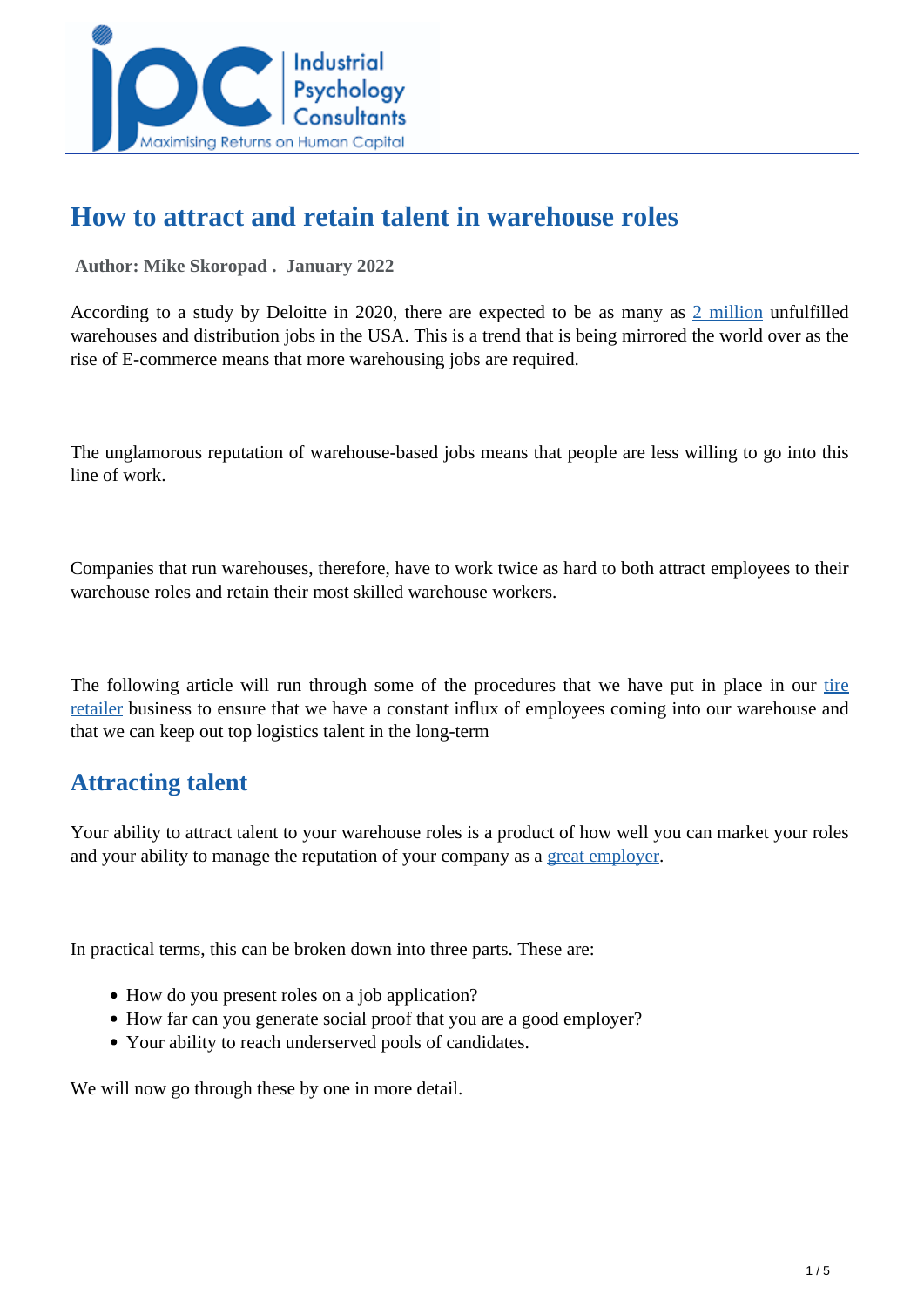# How to attract and retain talent in warehouse roles

**Author: Mike Skoropad . January 2022**

According to a study by Deloitte in 2020, there are expected to be as many as 2 million unfulfilled warehouses and distribution jobs in the USA. This is a trend that is being mirrored the world over as the rise of E-commerce means that more warehousing jobs are required.

The unglamorous reputation of warehouse-based jobs means that people are less willing to go into this line of work.

Companies that run warehouses, therefore, have to work twice as hard to both attract employees to their warehouse roles and retain their most skilled warehouse workers.

The following article will run through some of the procedures that we have put in place in our tire retailer business to ensure that we have a constant influx of employees coming into our warehouse and that we can keep out top logistics talent in the long-term

## Attracting talent

Your ability to attract talent to your warehouse roles is a product of how well you can market your roles and your ability to manage the reputation of your company as a great employer.

In practical terms, this can be broken down into three parts. These are:

- How do you present roles on a job application?
- How far can you generate social proof that you are a good employer?
- Your ability to reach underserved pools of candidates.

We will now go through these by one in more detail.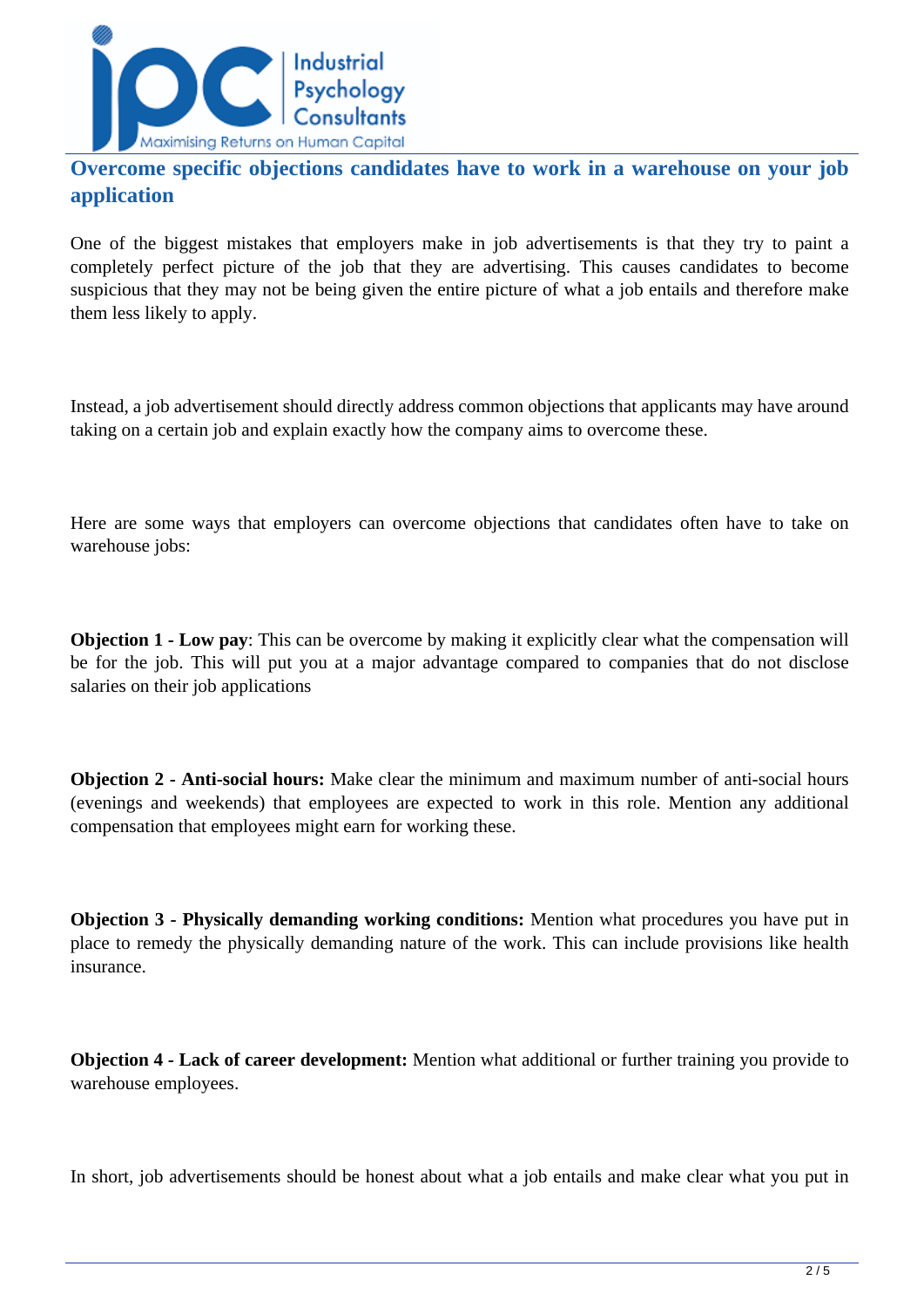## Overcome specific objections candidates have to work in a warehouse on your job application

One of the biggest mistakes that employers make in job advertisements is that they try to paint a completely perfect picture of the job that they are advertising. This causes candidates to become suspicious that they may not be being given the entire picture of what a job entails and therefore make them less likely to apply.

Instead, a job advertisement should directly address common objections that applicants may have around taking on a certain job and explain exactly how the company aims to overcome these.

Here are some ways that employers can overcome objections that candidates often have to take on warehouse jobs:

**Objection 1 - Low pay**: This can be overcome by making it explicitly clear what the compensation will be for the job. This will put you at a major advantage compared to companies that do not disclose salaries on their job applications

**Objection 2 - Anti-social hours:** Make clear the minimum and maximum number of anti-social hours (evenings and weekends) that employees are expected to work in this role. Mention any additional compensation that employees might earn for working these.

**Objection 3 - Physically demanding working conditions:** Mention what procedures you have put in place to remedy the physically demanding nature of the work. This can include provisions like health insurance.

**Objection 4 - Lack of career development:** Mention what additional or further training you provide to warehouse employees.

In short, job advertisements should be honest about what a job entails and make clear what you put in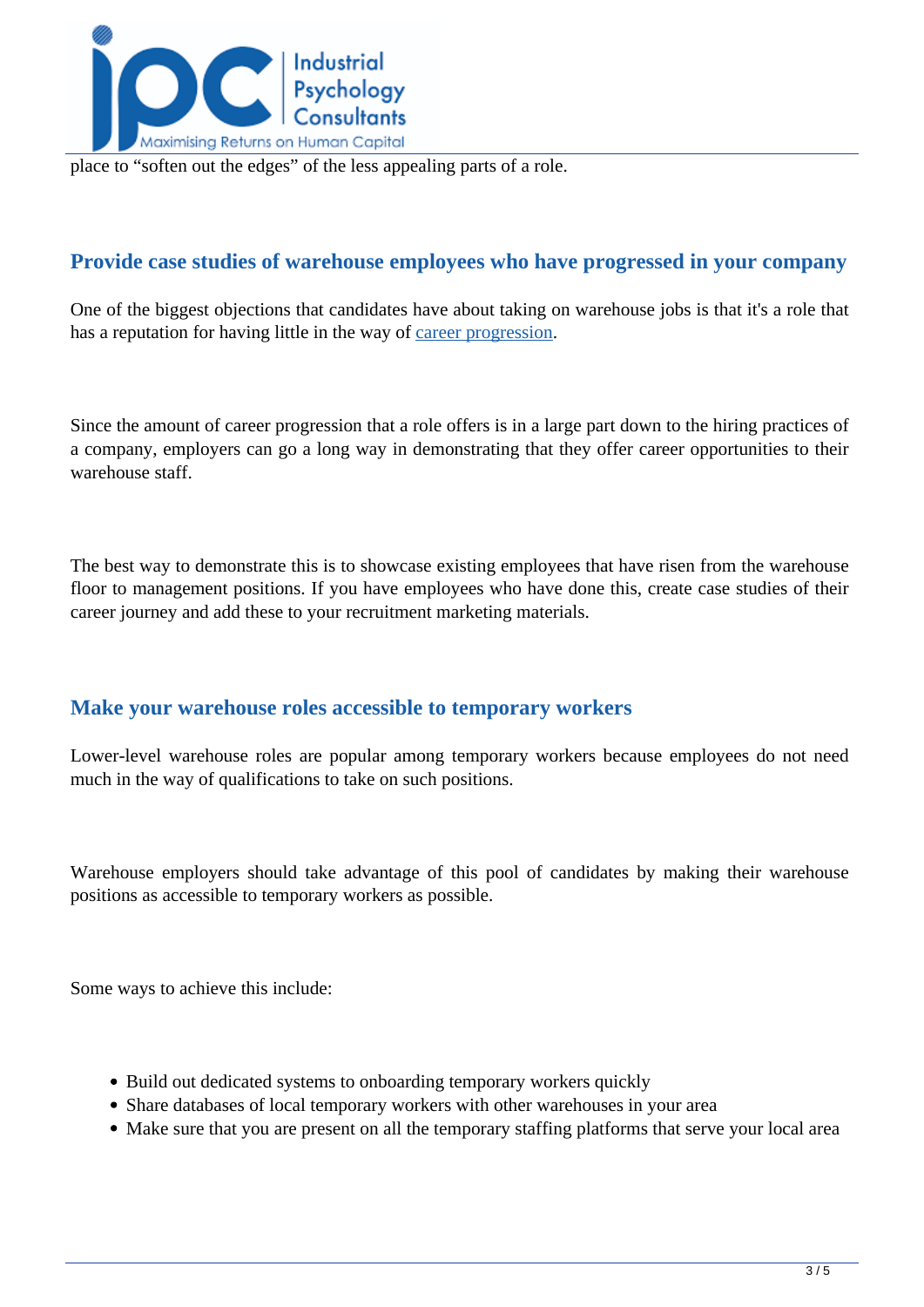place to “soften out the edges” of the less appealing parts of a role.

### Provide case studies of warehouse employees who have progressed in your company

One of the biggest objections that candidates have about taking on warehouse jobs is that it's a role that has a reputation for having little in the way of career progression.

Since the amount of career progression that a role offers is in a large part down to the hiring practices of a company, employers can go a long way in demonstrating that they offer career opportunities to their warehouse staff.

The best way to demonstrate this is to showcase existing employees that have risen from the warehouse floor to management positions. If you have employees who have done this, create case studies of their career journey and add these to your recruitment marketing materials.

### Make your warehouse roles accessible to temporary workers

Lower-level warehouse roles are popular among temporary workers because employees do not need much in the way of qualifications to take on such positions.

Warehouse employers should take advantage of this pool of candidates by making their warehouse positions as accessible to temporary workers as possible.

Some ways to achieve this include:

- Build out dedicated systems to onboarding temporary workers quickly
- Share databases of local temporary workers with other warehouses in your area
- Make sure that you are present on all the temporary staffing platforms that serve your local area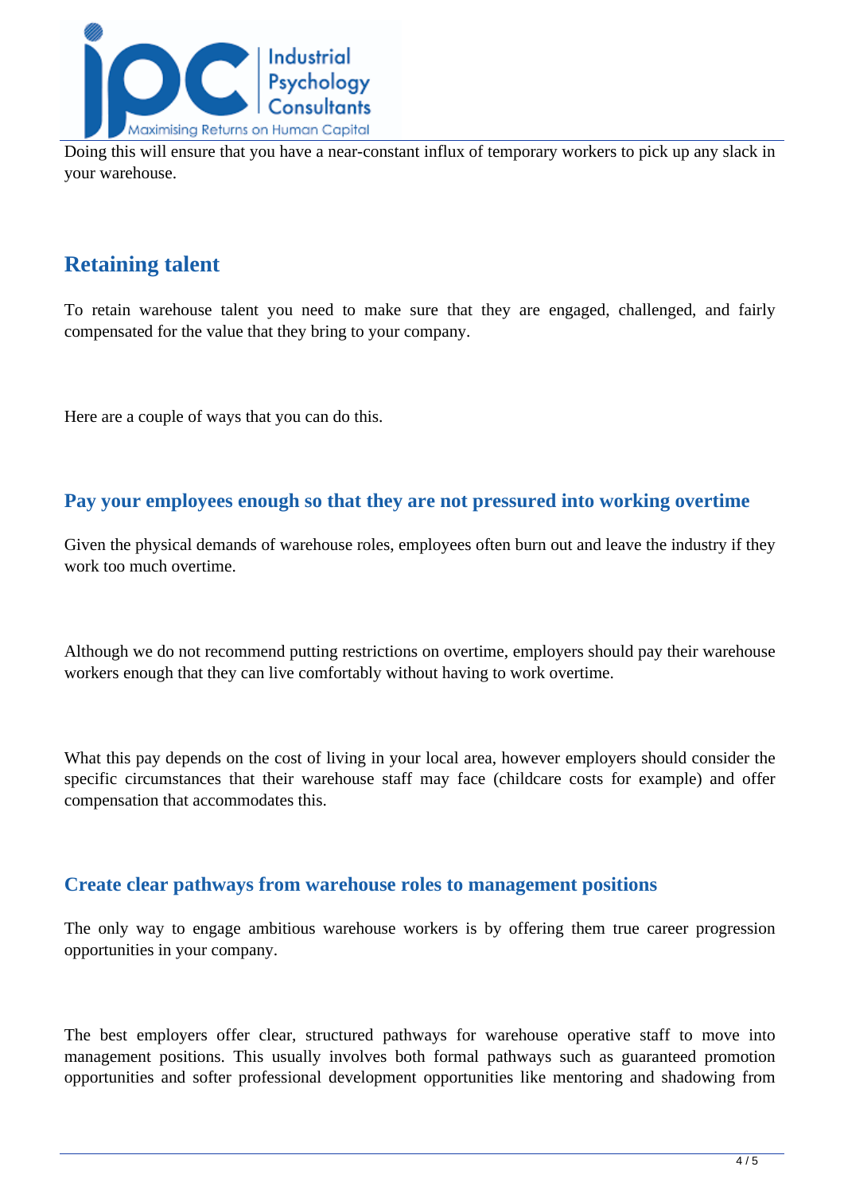Doing this will ensure that you have a near-constant influx of temporary workers to pick up any slack in your warehouse.

## Retaining talent

To retain warehouse talent you need to make sure that they are engaged, challenged, and fairly compensated for the value that they bring to your company.

Here are a couple of ways that you can do this.

### Pay your employees enough so that they are not pressured into working overtime

Given the physical demands of warehouse roles, employees often burn out and leave the industry if they work too much overtime.

Although we do not recommend putting restrictions on overtime, employers should pay their warehouse workers enough that they can live comfortably without having to work overtime.

What this pay depends on the cost of living in your local area, however employers should consider the specific circumstances that their warehouse staff may face (childcare costs for example) and offer compensation that accommodates this.

### Create clear pathways from warehouse roles to management positions

The only way to engage ambitious warehouse workers is by offering them true career progression opportunities in your company.

The best employers offer clear, structured pathways for warehouse operative staff to move into management positions. This usually involves both formal pathways such as guaranteed promotion opportunities and softer professional development opportunities like mentoring and shadowing from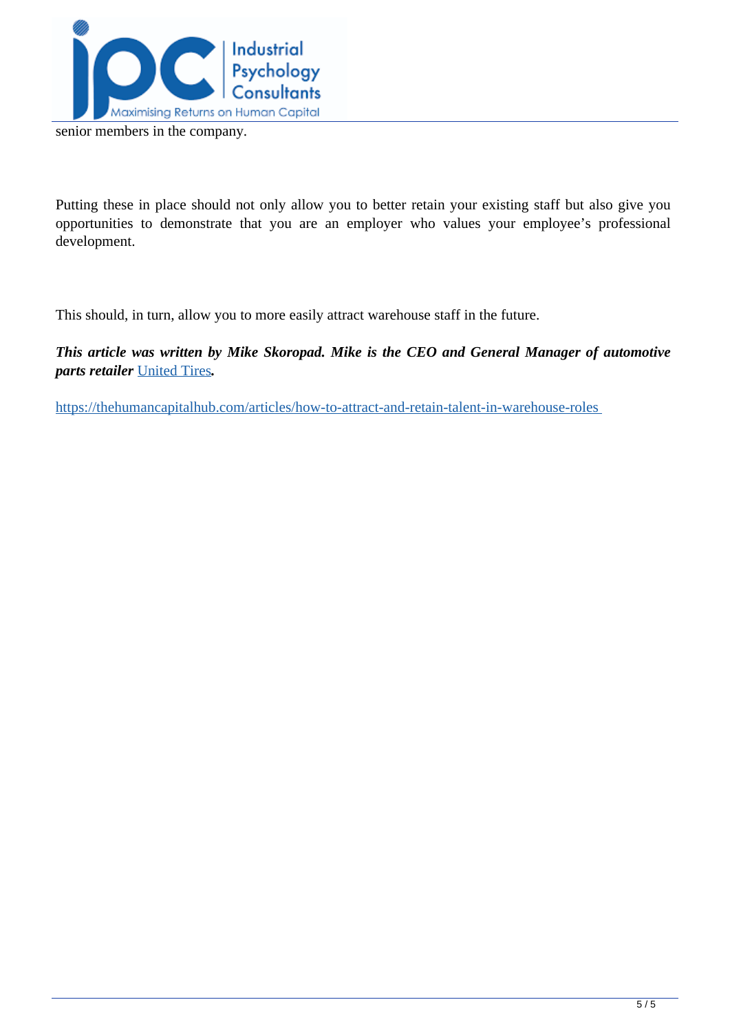senior members in the company.

Putting these in place should not only allow you to better retain your existing staff but also give you opportunities to demonstrate that you are an employer who values your employee's professional development.

This should, in turn, allow you to more easily attract warehouse staff in the future.

***This article was written by Mike Skoropad. Mike is the CEO and General Manager of automotive parts retailer*** United Tires***.***

https://thehumancapitalhub.com/articles/how-to-attract-and-retain-talent-in-warehouse-roles